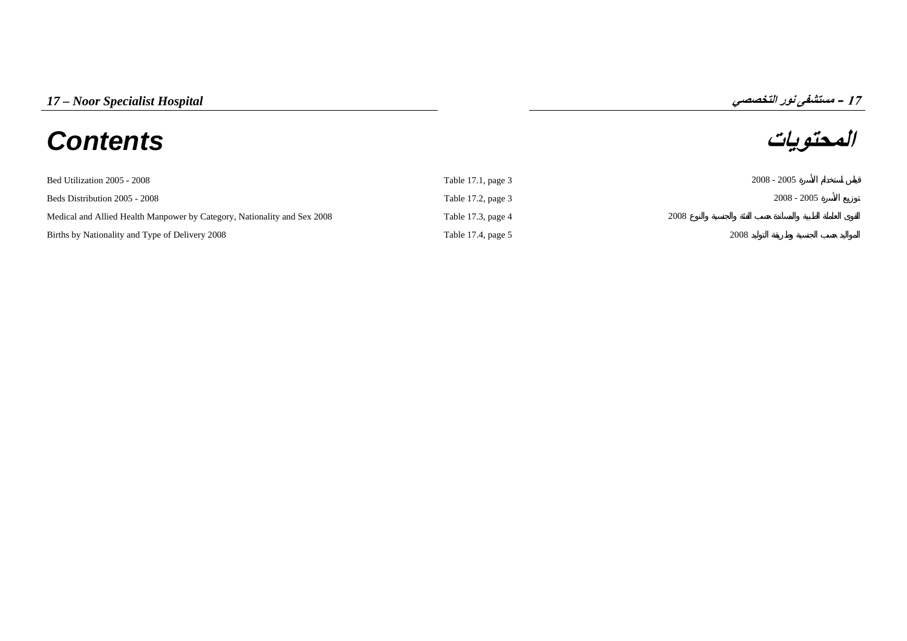*17 – Noor Specialist Hospital*

*17 – مستشفى نور التخصصي*

# Contents

# المحتويات

| | | |
|---|---|---|
| Bed Utilization 2005 - 2008 | Table 17.1, page 3 | قياس استخدام الأسرة 2005 - 2008 |
| Beds Distribution 2005 - 2008 | Table 17.2, page 3 | توزيع الأسرة 2005 - 2008 |
| Medical and Allied Health Manpower by Category, Nationality and Sex 2008 | Table 17.3, page 4 | القوى العاملة الطبية والمساندة حسب الفئة والجنسية والنوع 2008 |
| Births by Nationality and Type of Delivery 2008 | Table 17.4, page 5 | المواليد حسب الجنسية وطريقة التوليد 2008 |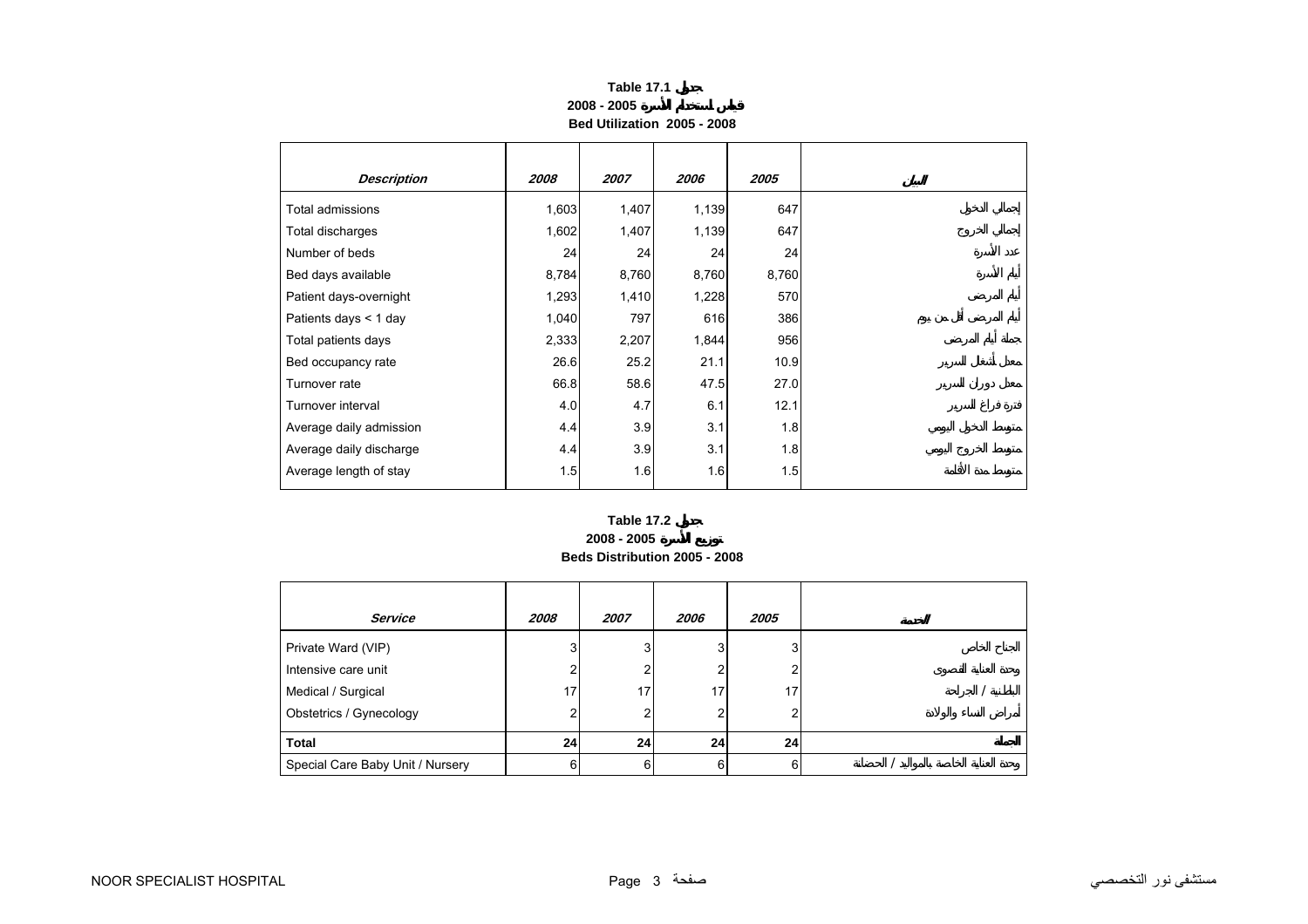**Table 17.1 جدول**

**2008 - 2005 قياس استخدام الأسرة**

**Bed Utilization 2005 - 2008**

| *Description* | *2008* | *2007* | *2006* | *2005* | البيان |
|---|---|---|---|---|---|
| Total admissions | 1,603 | 1,407 | 1,139 | 647 | إجمالي الدخول |
| Total discharges | 1,602 | 1,407 | 1,139 | 647 | إجمالي الخروج |
| Number of beds | 24 | 24 | 24 | 24 | عدد الأسرة |
| Bed days available | 8,784 | 8,760 | 8,760 | 8,760 | أيام الأسرة |
| Patient days-overnight | 1,293 | 1,410 | 1,228 | 570 | أيام المرضى |
| Patients days < 1 day | 1,040 | 797 | 616 | 386 | أيام المرضى أقل من يوم |
| Total patients days | 2,333 | 2,207 | 1,844 | 956 | جملة أيام المرضى |
| Bed occupancy rate | 26.6 | 25.2 | 21.1 | 10.9 | معدل أشغال السرير |
| Turnover rate | 66.8 | 58.6 | 47.5 | 27.0 | معدل دوران السرير |
| Turnover interval | 4.0 | 4.7 | 6.1 | 12.1 | فترة فراغ السرير |
| Average daily admission | 4.4 | 3.9 | 3.1 | 1.8 | متوسط الدخول اليومي |
| Average daily discharge | 4.4 | 3.9 | 3.1 | 1.8 | متوسط الخروج اليومي |
| Average length of stay | 1.5 | 1.6 | 1.6 | 1.5 | متوسط مدة الأقامة |

**Table 17.2 جدول**

**2008 - 2005 توزيع الأسرة**

**Beds Distribution 2005 - 2008**

| *Service* | *2008* | *2007* | *2006* | *2005* | الخدمة |
|---|---|---|---|---|---|
| Private Ward (VIP) | 3 | 3 | 3 | 3 | الجناح الخاص |
| Intensive care unit | 2 | 2 | 2 | 2 | وحدة العناية القصوى |
| Medical / Surgical | 17 | 17 | 17 | 17 | الباطنية / الجراحة |
| Obstetrics / Gynecology | 2 | 2 | 2 | 2 | أمراض النساء والولادة |
| **Total** | **24** | **24** | **24** | **24** | **الجملة** |
| Special Care Baby Unit / Nursery | 6 | 6 | 6 | 6 | وحدة العناية الخاصة بالمواليد / الحضانة |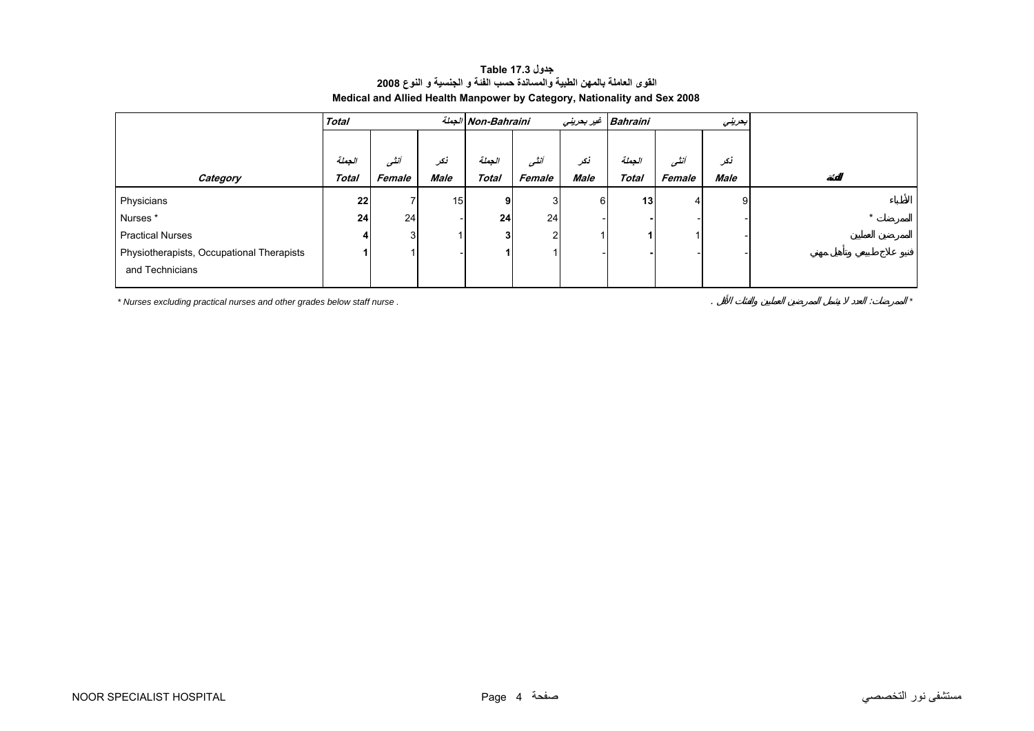**جدول Table 17.3**

**القوى العاملة بالمهن الطبية والمساندة حسب الفئة و الجنسية و النوع 2008**

**Medical and Allied Health Manpower by Category, Nationality and Sex 2008**

| Category | Total الجملة | | | Non-Bahraini غير بحريني | | | Bahraini بحريني | | | الفئة |
|---|---|---|---|---|---|---|---|---|---|---|
| | الجملة Total | أنثى Female | ذكر Male | الجملة Total | أنثى Female | ذكر Male | الجملة Total | أنثى Female | ذكر Male | |
| Physicians | 22 | 7 | 15 | 9 | 3 | 6 | 13 | 4 | 9 | الأطباء |
| Nurses * | 24 | 24 | - | 24 | 24 | - | - | - | - | الممرضات * |
| Practical Nurses | 4 | 3 | 1 | 3 | 2 | 1 | 1 | 1 | - | الممرضين العمليين |
| Physiotherapists, Occupational Therapists and Technicians | 1 | 1 | - | 1 | 1 | - | - | - | - | فنيو علاج طبيعي وتأهيل مهني |

* Nurses excluding practical nurses and other grades below staff nurse .

* الممرضات: العدد لا يشمل الممرضين العمليين والفئات الأقل .

NOOR SPECIALIST HOSPITAL مستشفى نور التخصصي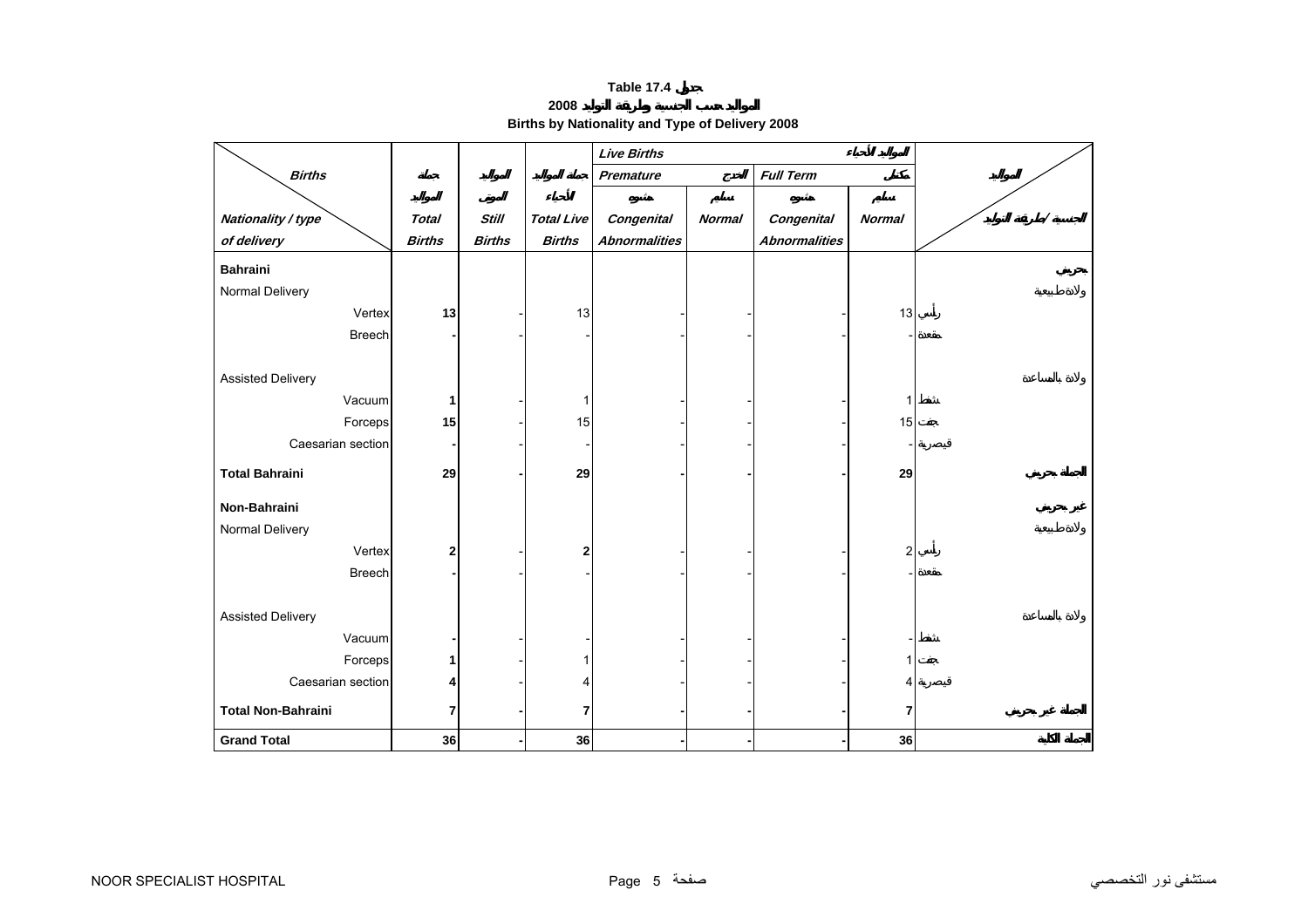**Table 17.4 جدول**

**2008 المواليد حسب الجنسية وطريقة التوليد**

**Births by Nationality and Type of Delivery 2008**

| Births / Nationality / type of delivery | جملة المواليد Total Births | المواليد الموتى Still Births | جملة المواليد الأحياء Total Live Births | Live Births المواليد الأحياء | | | | المواليد / الجنسية / طريقة التوليد |
|---|---|---|---|---|---|---|---|---|
| | | | | Premature الخدج | | Full Term مكتمل | | |
| | | | | مشوه Congenital Abnormalities | سليم Normal | مشوه Congenital Abnormalities | سليم Normal | |
| **Bahraini** | | | | | | | | **بحريني** |
| Normal Delivery | | | | | | | | ولادة طبيعية |
| Vertex | **13** | - | 13 | - | - | - | 13 | رأسي |
| Breech | **-** | - | - | - | - | - | - | مقعدة |
| Assisted Delivery | | | | | | | | ولادة بالمساعدة |
| Vacuum | **1** | - | 1 | - | - | - | 1 | شفط |
| Forceps | **15** | - | 15 | - | - | - | 15 | جفت |
| Caesarian section | **-** | - | - | - | - | - | - | قيصرية |
| **Total Bahraini** | **29** | **-** | **29** | **-** | **-** | **-** | **29** | **الجملة بحريني** |
| **Non-Bahraini** | | | | | | | | **غير بحريني** |
| Normal Delivery | | | | | | | | ولادة طبيعية |
| Vertex | **2** | - | **2** | - | - | - | 2 | رأسي |
| Breech | **-** | - | - | - | - | - | - | مقعدة |
| Assisted Delivery | | | | | | | | ولادة بالمساعدة |
| Vacuum | **-** | - | - | - | - | - | - | شفط |
| Forceps | **1** | - | 1 | - | - | - | 1 | جفت |
| Caesarian section | **4** | - | 4 | - | - | - | 4 | قيصرية |
| **Total Non-Bahraini** | **7** | **-** | **7** | **-** | **-** | **-** | **7** | **الجملة غير بحريني** |
| **Grand Total** | **36** | **-** | **36** | **-** | **-** | **-** | **36** | **الجملة الكلية** |

NOOR SPECIALIST HOSPITAL مستشفى نور التخصصي